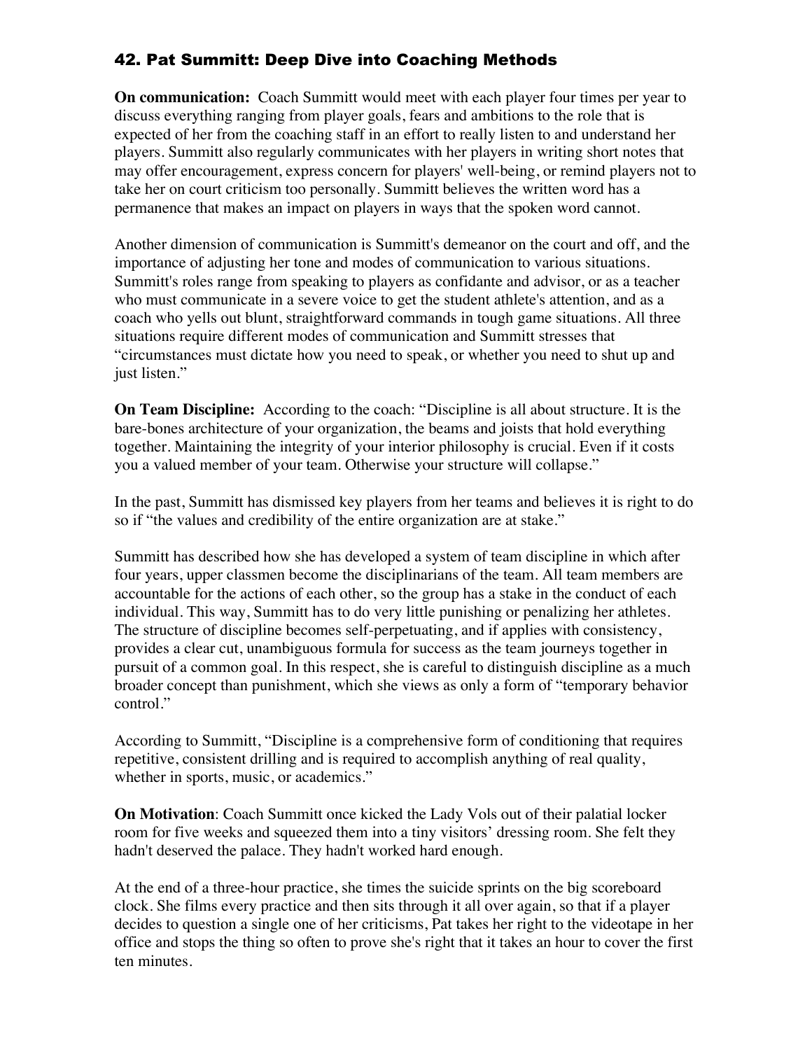## 42. Pat Summitt: Deep Dive into Coaching Methods

**On communication:** Coach Summitt would meet with each player four times per year to discuss everything ranging from player goals, fears and ambitions to the role that is expected of her from the coaching staff in an effort to really listen to and understand her players. Summitt also regularly communicates with her players in writing short notes that may offer encouragement, express concern for players' well-being, or remind players not to take her on court criticism too personally. Summitt believes the written word has a permanence that makes an impact on players in ways that the spoken word cannot.

Another dimension of communication is Summitt's demeanor on the court and off, and the importance of adjusting her tone and modes of communication to various situations. Summitt's roles range from speaking to players as confidante and advisor, or as a teacher who must communicate in a severe voice to get the student athlete's attention, and as a coach who yells out blunt, straightforward commands in tough game situations. All three situations require different modes of communication and Summitt stresses that "circumstances must dictate how you need to speak, or whether you need to shut up and just listen."

**On Team Discipline:** According to the coach: "Discipline is all about structure. It is the bare-bones architecture of your organization, the beams and joists that hold everything together. Maintaining the integrity of your interior philosophy is crucial. Even if it costs you a valued member of your team. Otherwise your structure will collapse."

In the past, Summitt has dismissed key players from her teams and believes it is right to do so if "the values and credibility of the entire organization are at stake."

Summitt has described how she has developed a system of team discipline in which after four years, upper classmen become the disciplinarians of the team. All team members are accountable for the actions of each other, so the group has a stake in the conduct of each individual. This way, Summitt has to do very little punishing or penalizing her athletes. The structure of discipline becomes self-perpetuating, and if applies with consistency, provides a clear cut, unambiguous formula for success as the team journeys together in pursuit of a common goal. In this respect, she is careful to distinguish discipline as a much broader concept than punishment, which she views as only a form of "temporary behavior control."

According to Summitt, "Discipline is a comprehensive form of conditioning that requires repetitive, consistent drilling and is required to accomplish anything of real quality, whether in sports, music, or academics."

**On Motivation**: Coach Summitt once kicked the Lady Vols out of their palatial locker room for five weeks and squeezed them into a tiny visitors' dressing room. She felt they hadn't deserved the palace. They hadn't worked hard enough.

At the end of a three-hour practice, she times the suicide sprints on the big scoreboard clock. She films every practice and then sits through it all over again, so that if a player decides to question a single one of her criticisms, Pat takes her right to the videotape in her office and stops the thing so often to prove she's right that it takes an hour to cover the first ten minutes.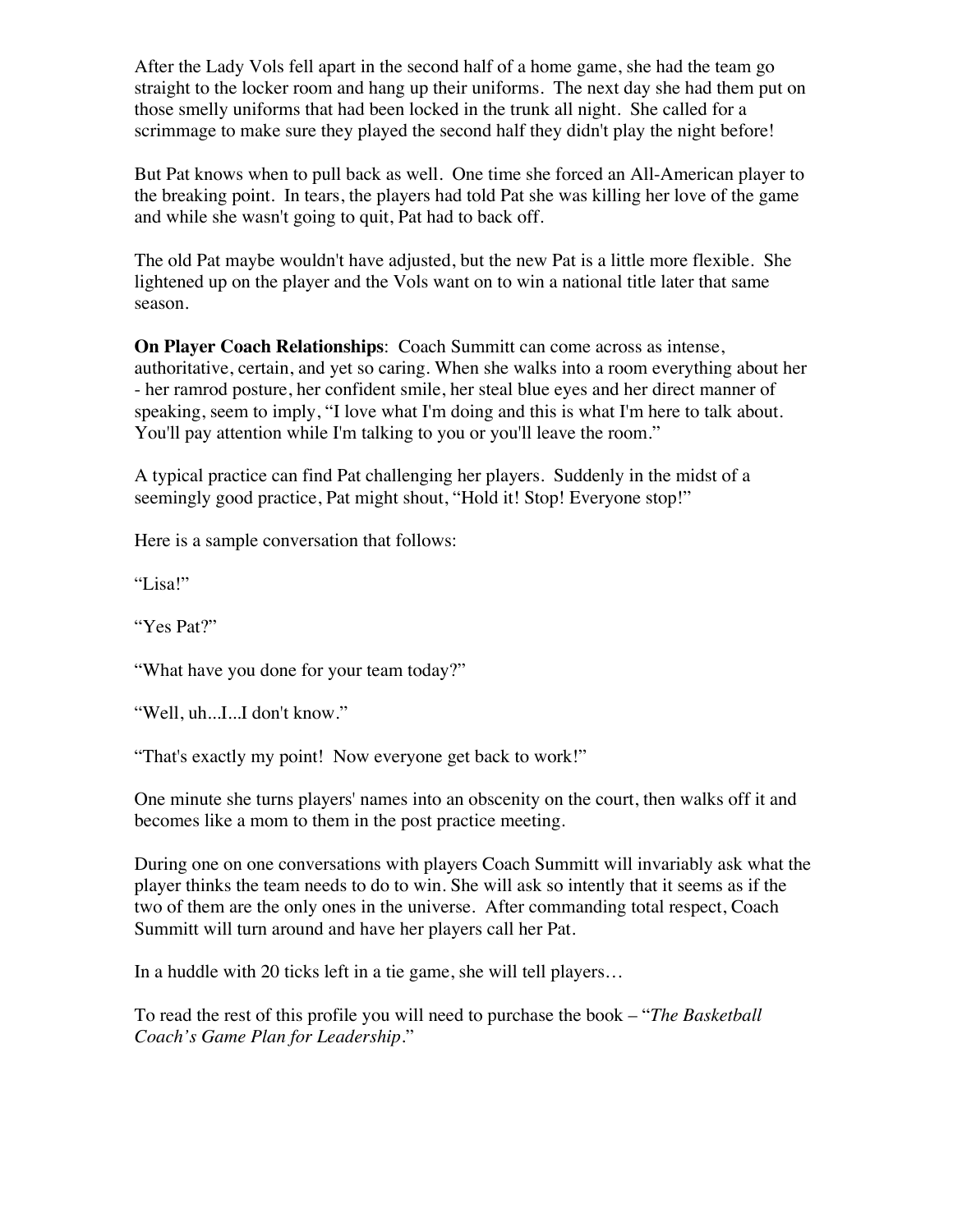After the Lady Vols fell apart in the second half of a home game, she had the team go straight to the locker room and hang up their uniforms. The next day she had them put on those smelly uniforms that had been locked in the trunk all night. She called for a scrimmage to make sure they played the second half they didn't play the night before!

But Pat knows when to pull back as well. One time she forced an All-American player to the breaking point. In tears, the players had told Pat she was killing her love of the game and while she wasn't going to quit, Pat had to back off.

The old Pat maybe wouldn't have adjusted, but the new Pat is a little more flexible. She lightened up on the player and the Vols want on to win a national title later that same season.

**On Player Coach Relationships**: Coach Summitt can come across as intense, authoritative, certain, and yet so caring. When she walks into a room everything about her - her ramrod posture, her confident smile, her steal blue eyes and her direct manner of speaking, seem to imply, "I love what I'm doing and this is what I'm here to talk about. You'll pay attention while I'm talking to you or you'll leave the room."

A typical practice can find Pat challenging her players. Suddenly in the midst of a seemingly good practice, Pat might shout, "Hold it! Stop! Everyone stop!"

Here is a sample conversation that follows:

"Lisa!"

"Yes Pat?"

"What have you done for your team today?"

"Well, uh...I...I don't know."

"That's exactly my point! Now everyone get back to work!"

One minute she turns players' names into an obscenity on the court, then walks off it and becomes like a mom to them in the post practice meeting.

During one on one conversations with players Coach Summitt will invariably ask what the player thinks the team needs to do to win. She will ask so intently that it seems as if the two of them are the only ones in the universe. After commanding total respect, Coach Summitt will turn around and have her players call her Pat.

In a huddle with 20 ticks left in a tie game, she will tell players…

To read the rest of this profile you will need to purchase the book – "*The Basketball Coach's Game Plan for Leadership*."